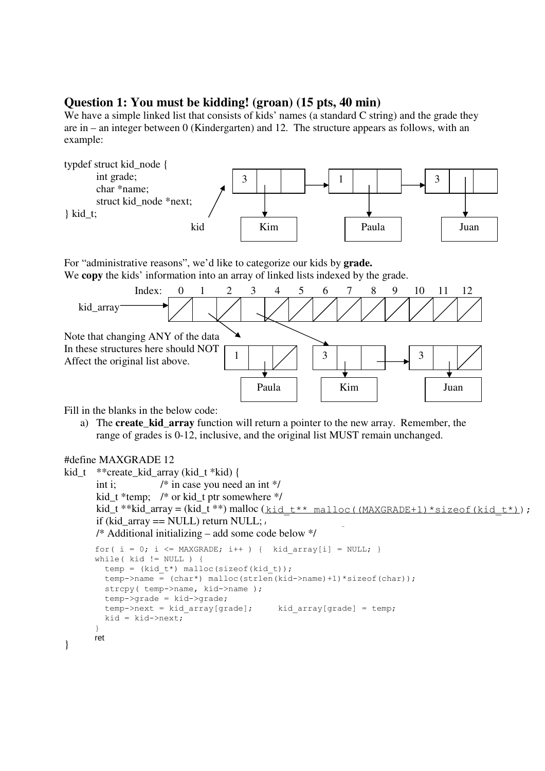## Question 1: You must be kidding! (groan) (15 pts, 40 min)

We have a simple linked list that consists of kids' names (a standard C string) and the grade they are in – an integer between 0 (Kindergarten) and 12. The structure appears as follows, with an example:

```
typdef struct kid_node {
        int grade;
        char *name;
        struct kid_node *next;
} kid_t;
```

kid → [3 | Kim] → [1 | Paula] → [3 | Juan]

For "administrative reasons", we'd like to categorize our kids by **grade.**
We **copy** the kids' information into an array of linked lists indexed by the grade.

Index: 0 1 2 3 4 5 6 7 8 9 10 11 12

kid_array → index 1: [1 | Paula]; index 3: [3 | Kim] → [3 | Juan]

Note that changing ANY of the data In these structures here should NOT Affect the original list above.

Fill in the blanks in the below code:

a) The **create_kid_array** function will return a pointer to the new array. Remember, the range of grades is 0-12, inclusive, and the original list MUST remain unchanged.

```
#define MAXGRADE 12
kid_t    **create_kid_array (kid_t *kid) {
        int i;              /* in case you need an int */
        kid_t *temp;    /* or kid_t ptr somewhere */
        kid_t **kid_array = (kid_t **) malloc (kid_t** malloc((MAXGRADE+1)*sizeof(kid_t*));
        if (kid_array == NULL) return NULL;
        /* Additional initializing – add some code below */

        for( i = 0; i <= MAXGRADE; i++ ) {  kid_array[i] = NULL; }
        while( kid != NULL ) {
          temp = (kid_t*) malloc(sizeof(kid_t));
          temp->name = (char*) malloc(strlen(kid->name)+1)*sizeof(char));
          strcpy( temp->name, kid->name );
          temp->grade = kid->grade;
          temp->next = kid_array[grade];      kid_array[grade] = temp;
          kid = kid->next;
        }
        ret
}
```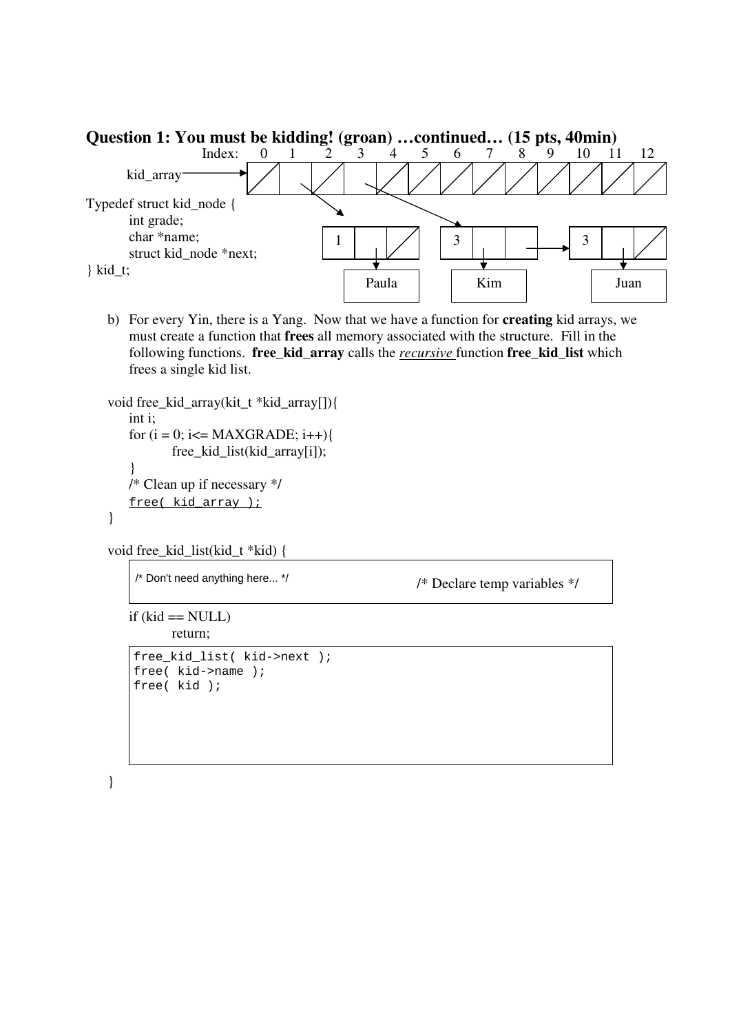## Question 1: You must be kidding! (groan) …continued… (15 pts, 40min)

Index: 0 1 2 3 4 5 6 7 8 9 10 11 12

kid_array

```
Typedef struct kid_node {
        int grade;
        char *name;
        struct kid_node *next;
} kid_t;
```

1 → Paula

3 → Kim → 3 → Juan

b) For every Yin, there is a Yang. Now that we have a function for **creating** kid arrays, we must create a function that **frees** all memory associated with the structure. Fill in the following functions. **free_kid_array** calls the *recursive* function **free_kid_list** which frees a single kid list.

```
void free_kid_array(kit_t *kid_array[]){
     int i;
     for (i = 0; i<= MAXGRADE; i++){
             free_kid_list(kid_array[i]);
     }
     /* Clean up if necessary */
     free( kid_array );
}

void free_kid_list(kid_t *kid) {

     /* Don't need anything here... */                /* Declare temp variables */

     if (kid == NULL)
             return;

     free_kid_list( kid->next );
     free( kid->name );
     free( kid );

}
```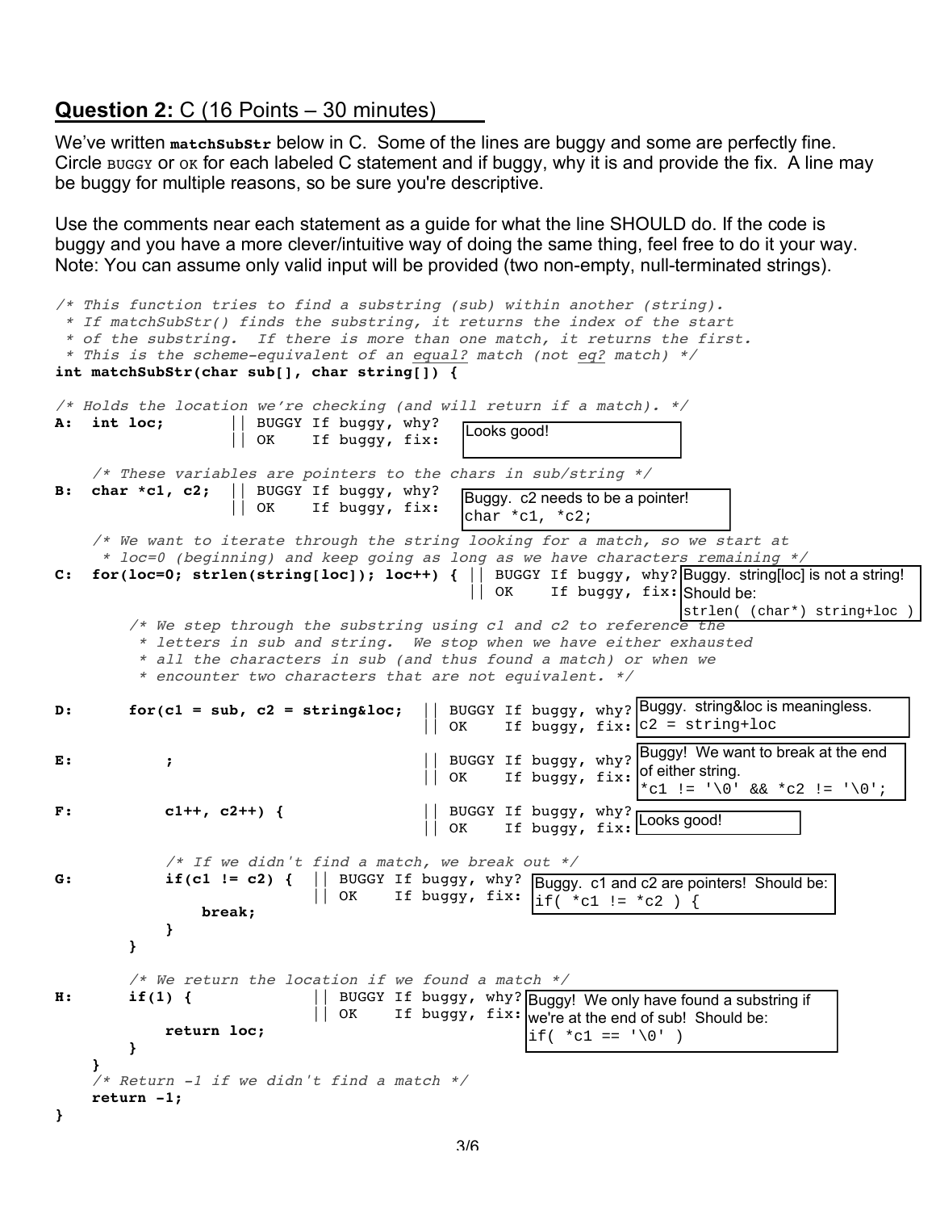## Question 2: C (16 Points – 30 minutes)

We've written **matchSubStr** below in C. Some of the lines are buggy and some are perfectly fine. Circle BUGGY or OK for each labeled C statement and if buggy, why it is and provide the fix. A line may be buggy for multiple reasons, so be sure you're descriptive.

Use the comments near each statement as a guide for what the line SHOULD do. If the code is buggy and you have a more clever/intuitive way of doing the same thing, feel free to do it your way. Note: You can assume only valid input will be provided (two non-empty, null-terminated strings).

```
/* This function tries to find a substring (sub) within another (string).
 * If matchSubStr() finds the substring, it returns the index of the start
 * of the substring.  If there is more than one match, it returns the first.
 * This is the scheme-equivalent of an equal? match (not eq? match) */
int matchSubStr(char sub[], char string[]) {

/* Holds the location we're checking (and will return if a match). */
A:  int loc;        || BUGGY If buggy, why?
                    || OK    If buggy, fix:
```

> Looks good!

```
    /* These variables are pointers to the chars in sub/string */
B:  char *c1, c2;   || BUGGY If buggy, why?
                    || OK    If buggy, fix:
```

> Buggy. c2 needs to be a pointer!
> `char *c1, *c2;`

```
    /* We want to iterate through the string looking for a match, so we start at
     * loc=0 (beginning) and keep going as long as we have characters remaining */
C:  for(loc=0; strlen(string[loc]); loc++) { || BUGGY If buggy, why?
                                             || OK    If buggy, fix:
```

> Buggy. string[loc] is not a string! Should be:
> `strlen( (char*) string+loc )`

```
        /* We step through the substring using c1 and c2 to reference the
         * letters in sub and string.  We stop when we have either exhausted
         * all the characters in sub (and thus found a match) or when we
         * encounter two characters that are not equivalent. */

D:      for(c1 = sub, c2 = string&loc;   || BUGGY If buggy, why?
                                         || OK    If buggy, fix:
```

> Buggy. string&loc is meaningless.
> `c2 = string+loc`

```
E:          ;                            || BUGGY If buggy, why?
                                         || OK    If buggy, fix:
```

> Buggy! We want to break at the end of either string.
> `*c1 != '\0' && *c2 != '\0';`

```
F:          c1++, c2++) {                || BUGGY If buggy, why?
                                         || OK    If buggy, fix:
```

> Looks good!

```
            /* If we didn't find a match, we break out */
G:          if(c1 != c2) {  || BUGGY If buggy, why?
                            || OK    If buggy, fix:
                break;
            }
        }
```

> Buggy. c1 and c2 are pointers! Should be:
> `if( *c1 != *c2 ) {`

```
        /* We return the location if we found a match */
H:      if(1) {             || BUGGY If buggy, why?
                            || OK    If buggy, fix:
            return loc;
        }
    }
    /* Return -1 if we didn't find a match */
    return -1;
}
```

> Buggy! We only have found a substring if we're at the end of sub! Should be:
> `if( *c1 == '\0' )`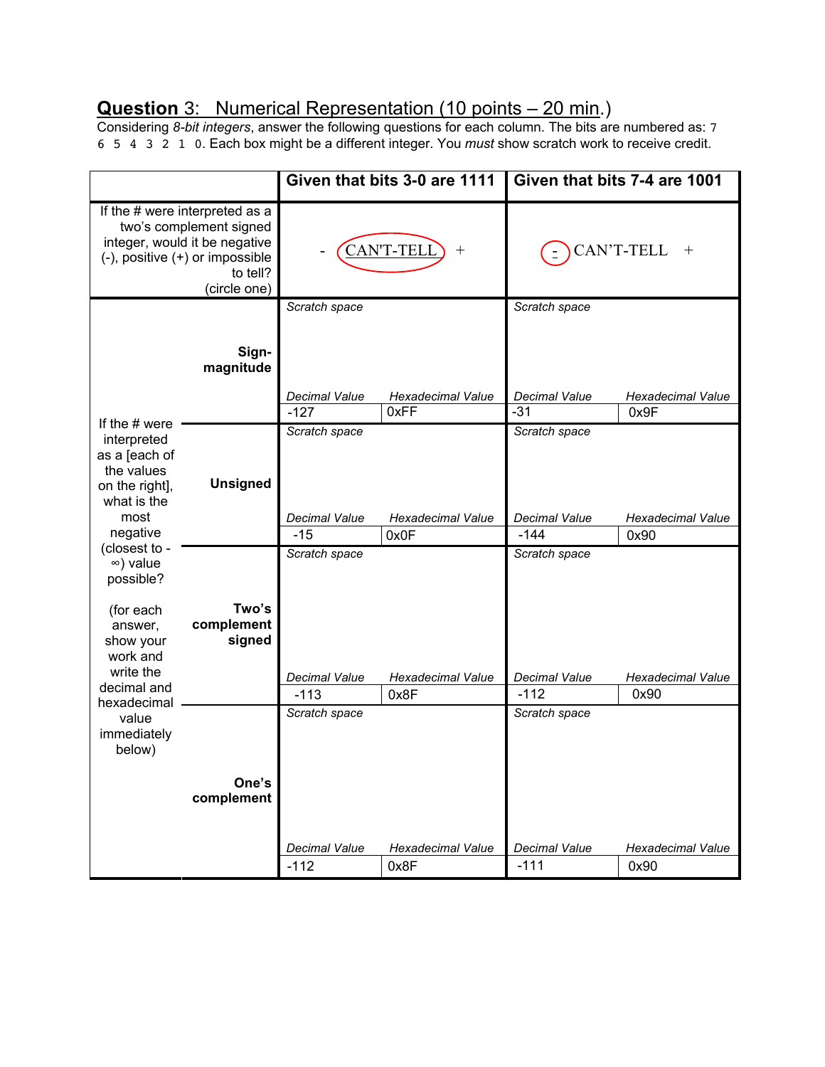**Question** 3: Numerical Representation (10 points – 20 min.)

Considering *8-bit integers*, answer the following questions for each column. The bits are numbered as: `7 6 5 4 3 2 1 0`. Each box might be a different integer. You *must* show scratch work to receive credit.

| | | Given that bits 3-0 are 1111 | | Given that bits 7-4 are 1001 | |
|---|---|---|---|---|---|
| If the # were interpreted as a two's complement signed integer, would it be negative (-), positive (+) or impossible to tell? (circle one) | | - (CAN'T-TELL) + | | (-) CAN'T-TELL + | |
| If the # were interpreted as a [each of the values on the right], what is the most negative (closest to -∞) value possible? (for each answer, show your work and write the decimal and hexadecimal value immediately below) | **Sign-magnitude** | *Scratch space* | | *Scratch space* | |
| | | *Decimal Value* | *Hexadecimal Value* | *Decimal Value* | *Hexadecimal Value* |
| | | -127 | 0xFF | -31 | 0x9F |
| | **Unsigned** | *Scratch space* | | *Scratch space* | |
| | | *Decimal Value* | *Hexadecimal Value* | *Decimal Value* | *Hexadecimal Value* |
| | | -15 | 0x0F | -144 | 0x90 |
| | **Two's complement signed** | *Scratch space* | | *Scratch space* | |
| | | *Decimal Value* | *Hexadecimal Value* | *Decimal Value* | *Hexadecimal Value* |
| | | -113 | 0x8F | -112 | 0x90 |
| | **One's complement** | *Scratch space* | | *Scratch space* | |
| | | *Decimal Value* | *Hexadecimal Value* | *Decimal Value* | *Hexadecimal Value* |
| | | -112 | 0x8F | -111 | 0x90 |